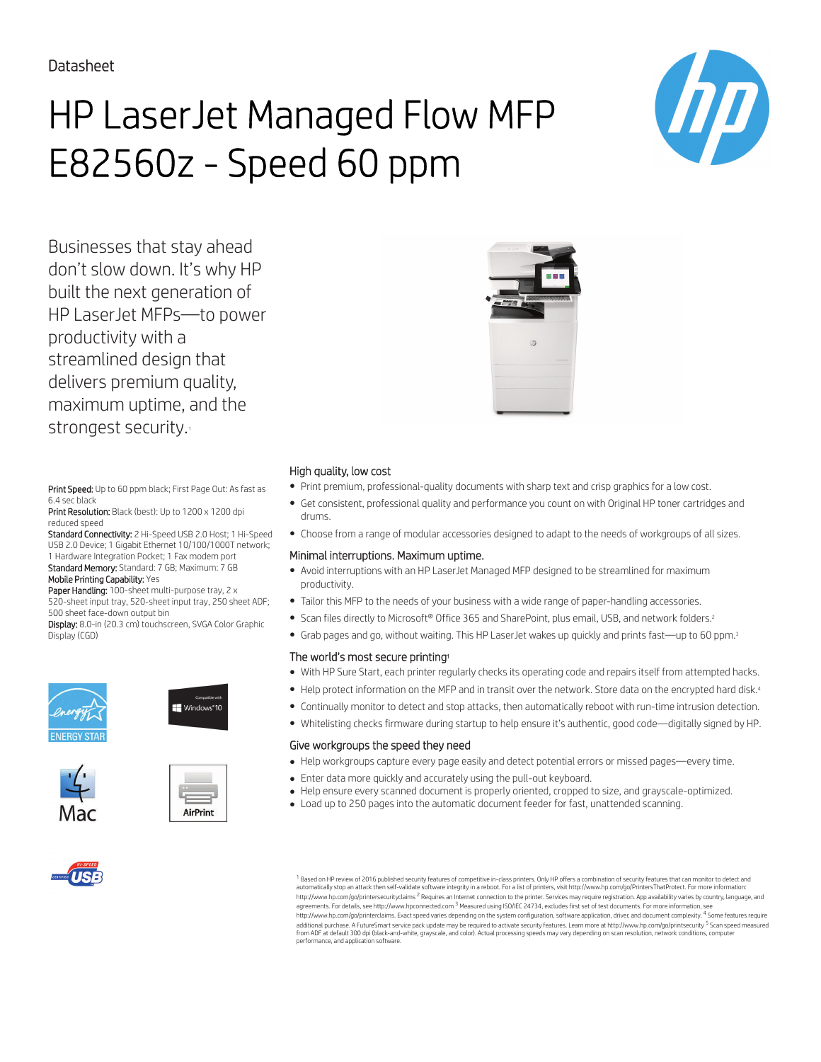Datasheet

# HP LaserJet Managed Flow MFP E82560z - Speed 60 ppm

Businesses that stay ahead don't slow down. It's why HP built the next generation of HP LaserJet MFPs—to power productivity with a streamlined design that delivers premium quality, maximum uptime, and the strongest security.[1]

**Print Speed:** Up to 60 ppm black; First Page Out: As fast as 6.4 sec black
**Print Resolution:** Black (best): Up to 1200 x 1200 dpi reduced speed
**Standard Connectivity:** 2 Hi-Speed USB 2.0 Host; 1 Hi-Speed USB 2.0 Device; 1 Gigabit Ethernet 10/100/1000T network; 1 Hardware Integration Pocket; 1 Fax modem port
**Standard Memory:** Standard: 7 GB; Maximum: 7 GB
**Mobile Printing Capability:** Yes
**Paper Handling:** 100-sheet multi-purpose tray, 2 x 520-sheet input tray, 520-sheet input tray, 250 sheet ADF; 500 sheet face-down output bin
**Display:** 8.0-in (20.3 cm) touchscreen, SVGA Color Graphic Display (CGD)

### High quality, low cost

- Print premium, professional-quality documents with sharp text and crisp graphics for a low cost.
- Get consistent, professional quality and performance you count on with Original HP toner cartridges and drums.
- Choose from a range of modular accessories designed to adapt to the needs of workgroups of all sizes.

### Minimal interruptions. Maximum uptime.

- Avoid interruptions with an HP LaserJet Managed MFP designed to be streamlined for maximum productivity.
- Tailor this MFP to the needs of your business with a wide range of paper-handling accessories.
- Scan files directly to Microsoft® Office 365 and SharePoint, plus email, USB, and network folders.[2]
- Grab pages and go, without waiting. This HP LaserJet wakes up quickly and prints fast—up to 60 ppm.[3]

### The world's most secure printing[1]

- With HP Sure Start, each printer regularly checks its operating code and repairs itself from attempted hacks.
- Help protect information on the MFP and in transit over the network. Store data on the encrypted hard disk.[4]
- Continually monitor to detect and stop attacks, then automatically reboot with run-time intrusion detection.
- Whitelisting checks firmware during startup to help ensure it's authentic, good code—digitally signed by HP.

### Give workgroups the speed they need

- Help workgroups capture every page easily and detect potential errors or missed pages—every time.
- Enter data more quickly and accurately using the pull-out keyboard.
- Help ensure every scanned document is properly oriented, cropped to size, and grayscale-optimized.
- Load up to 250 pages into the automatic document feeder for fast, unattended scanning.

[1] Based on HP review of 2016 published security features of competitive in-class printers. Only HP offers a combination of security features that can monitor to detect and automatically stop an attack then self-validate software integrity in a reboot. For a list of printers, visit http://www.hp.com/go/PrintersThatProtect. For more information: http://www.hp.com/go/printersecurityclaims [2] Requires an Internet connection to the printer. Services may require registration. App availability varies by country, language, and agreements. For details, see http://www.hpconnected.com [3] Measured using ISO/IEC 24734, excludes first set of test documents. For more information, see http://www.hp.com/go/printerclaims. Exact speed varies depending on the system configuration, software application, driver, and document complexity. [4] Some features require additional purchase. A FutureSmart service pack update may be required to activate security features. Learn more at http://www.hp.com/go/printsecurity [5] Scan speed measured from ADF at default 300 dpi (black-and-white, grayscale, and color). Actual processing speeds may vary depending on scan resolution, network conditions, computer performance, and application software.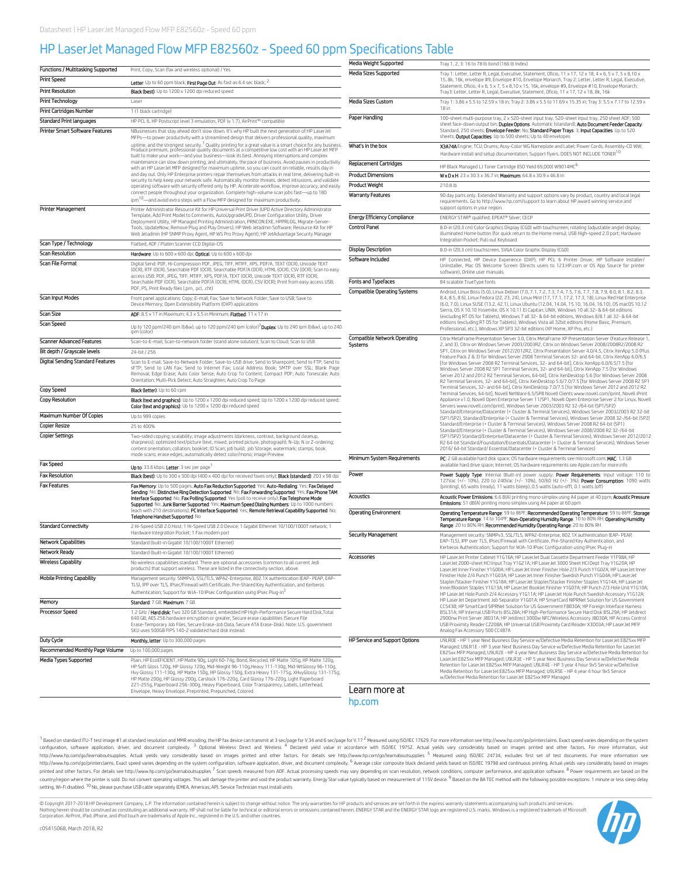# HP LaserJet Managed Flow MFP E82560z - Speed 60 ppm Specifications Table

| | |
|---|---|
| Functions / Multitasking Supported | Print, Copy, Scan (fax and wireless optional) / Yes |
| Print Speed | **Letter**: Up to 60 ppm black; **First Page Out**: As fast as 6.4 sec black; [2] |
| Print Resolution | **Black (best)**: Up to 1200 x 1200 dpi reduced speed |
| Print Technology | Laser |
| Print Cartridges Number | 1 (1 black cartridge) |
| Standard Print languages | HP PCL 6, HP Postscript level 3 emulation, PDF (v 1.7), AirPrint™ compatible |
| Printer Smart Software Features | NBusinesses that stay ahead don't slow down. It's why HP built the next generation of HP LaserJet MFPs—to power productivity with a streamlined design that delivers professional-quality, maximum uptime, and the strongest security.[1] Quality printing for a great value is a smart choice for any business. Produce premium, professional-quality documents at a competitive low cost with an HP LaserJet MFP built to make your work—and your business—look its best. Annoying interruptions and complex maintenance can slow down printing, and ultimately, the pace of business. Avoid pauses in productivity with an HP LaserJet MFP designed for maximum uptime, so you can count on reliable results day in and day out. Only HP Enterprise printers repair themselves from attacks in real time, delivering built-in security to help keep your network safe. Automatically monitor threats, detect intrusions, and validate operating software with security offered only by HP. Accelerate workflow, improve accuracy, and easily connect people throughout your organization. Complete high-volume scan jobs fast—up to 180 ipm[10]—and avoid extra steps with a Flow MFP designed for maximum productivity. |
| Printer Management | Printer Administrator Resource Kit for HP Universal Print Driver (UPD Active Directory Administrator Template, Add Print Model to Comments, AutoUpgradeUPD, Driver Configuration Utility, Driver Deployment Utility, HP Managed Printing Administration, PRNCON.EXE, HPPRLOG, Migrate-Server-Tools, UpdateNow, Remove Plug and Play Drivers); HP Web Jetadmin Software; Resource Kit for HP Web Jetadmin (HP SNMP Proxy Agent, HP WS Pro Proxy Agent); HP JetAdvantage Security Manager |
| Scan Type / Technology | Flatbed, ADF / Platen Scanner CCD Digital-OS |
| Scan Resolution | **Hardware**: Up to 600 x 600 dpi; **Optical**: Up to 600 x 600 dpi |
| Scan File Format | Digital Send: PDF, Hi-Compression PDF, JPEG, TIFF, MTIFF, XPS, PDF/A, TEXT (OCR), Unicode TEXT (OCR), RTF (OCR), Searchable PDF (OCR), Searchable PDF/A (OCR), HTML (OCR), CSV (OCR); Scan to easy access USB: PDF, JPEG, TIFF, MTIFF, XPS, PDF/A, TEXT (OCR), Unicode TEXT (OCR), RTF (OCR), Searchable PDF (OCR), Searchable PDF/A (OCR), HTML (OCR), CSV (OCR); Print from easy access USB: PDF, PS, Print Ready files (.prn, .pcl, .cht) |
| Scan Input Modes | Front panel applications: Copy; E-mail; Fax; Save to Network Folder; Save to USB; Save to Device Memory; Open Extensibility Platform (OXP) applications |
| Scan Size | **ADF**: 8.5 x 17 in Maximum; 4.3 x 5.5 in Minimum; **Flatbed**: 11 x 17 in |
| Scan Speed | Up to 120 ppm/240 ipm (b&w), up to 120 ppm/240 ipm (color)[7] **Duplex**: Up to 240 ipm (b&w), up to 240 ipm (color) |
| Scanner Advanced Features | Scan-to-E-mail; Scan-to-network folder (stand alone solution); Scan to Cloud; Scan to USB |
| Bit depth / Grayscale levels | 24-bit / 256 |
| Digital Sending Standard Features | Scan to E-mail; Save-to-Network Folder; Save-to-USB drive; Send to Sharepoint; Send to FTP; Send to sFTP; Send to LAN Fax; Send to Internet Fax; Local Address Book; SMTP over SSL; Blank Page Removal; Edge Erase; Auto Color Sense; Auto Crop To Content; Compact PDF; Auto Tonescale; Auto Orientation; Multi-Pick Detect; Auto Straighten; Auto Crop To Page |
| Copy Speed | **Black (letter)**: Up to 60 cpm |
| Copy Resolution | **Black (text and graphics)**: Up to 1200 x 1200 dpi reduced speed; Up to 1200 x 1200 dpi reduced speed; **Color (text and graphics)**: Up to 1200 x 1200 dpi reduced speed |
| Maximum Number Of Copies | Up to 999 copies |
| Copier Resize | 25 to 400% |
| Copier Settings | Two-sided copying; scalability; image adjustments (darkness, contrast, background cleanup, sharpness); optimized text/picture (text, mixed, printed picture, photograph); N-Up; N or Z-ordering; content orientation; collation; booklet; ID Scan; job build; job Storage; watermark; stamps; book mode scans; erase edges; automatically detect color/mono; image Preview |
| Fax Speed | **Up to**: 33.6 kbps; **Letter**: 3 sec per page[1] |
| Fax Resolution | **Black (best)**: Up to 300 x 300 dpi (400 x 400 dpi for received faxes only); **Black (standard)**: 203 x 98 dpi |
| Fax Features | **Fax Memory**: Up to 500 pages; **Auto Fax Reduction Supported**: Yes; **Auto-Redialing**: Yes; **Fax Delayed Sending**: No; **Distinctive Ring Detection Supported**: No; **Fax Forwarding Supported**: Yes; **Fax Phone TAM Interface Supported**: No; **Fax Polling Supported**: Yes (poll to receive only); **Fax Telephone Mode Supported**: No; **Junk Barrier Supported**: Yes; **Maximum Speed Dialing Numbers**: Up to 1000 numbers (each with 210 destinations); **PC Interface Supported**: Yes; **Remote Retrieval Capability Supported**: No; **Telephone Handset Supported**: No |
| Standard Connectivity | 2 Hi-Speed USB 2.0 Host; 1 Hi-Speed USB 2.0 Device; 1 Gigabit Ethernet 10/100/1000T network; 1 Hardware Integration Pocket; 1 Fax modem port |
| Network Capabilities | Standard (built-in Gigabit 10/100/1000T Ethernet) |
| Network Ready | Standard (built-in Gigabit 10/100/1000T Ethernet) |
| Wireless Capability | No wireless capabilities standard. There are optional accessories (common to all current Jedi products) that support wireless. These are listed in the connectivity section, above. |
| Mobile Printing Capability | Management security: SNMPv3, SSL/TLS, WPA2-Enterprise, 802.1X authentication (EAP- PEAP, EAP-TLS), IPP over TLS, IPsec/Firewall with Certificate, Pre-Shared Key Authentication, and Kerberos Authentication; Support for WJA-10 IPsec Configuration using IPsec Plug-in[3] |
| Memory | **Standard**: 7 GB; **Maximum**: 7 GB |
| Processor Speed | 1.2 GHz / **Hard disk**: Two 320 GB Standard, embedded HP High-Performance Secure Hard Disk,Total 640 GB; AES 256 hardware encryption or greater; Secure erase capabilities (Secure File Erase-Temporary Job Files, Secure Erase-Job Data, Secure ATA Erase-Disk). Note: U.S. government SKU uses 500GB FIPS 140-2 validated hard disk instead. |
| Duty Cycle | **Monthly, letter**: Up to 300,000 pages |
| Recommended Monthly Page Volume | Up to 100,000 pages |
| Media Types Supported | Plain, HP EcoFFICIENT, HP Matte 90g, Light 60-74g, Bond, Recycled, HP Matte 105g, HP Matte 120g, HP Soft Gloss 120g, HP Glossy 120g, Mid-Weight 96-110g,Heavy 111-130g, Mid-WtGlossy 96-110g, Hvy Glossy 111-130g, HP Matte 150g, HP Glossy 150g, Extra Heavy 131-175g, XHvyGlossy 131-175g, HP Matte 200g, HP Glossy 200g, Carstock 176-220g, Card Glossy 176-220g, Light Paperboard 221-255g, Paperboard 256-300g, Heavy Paperboard, Color Transparency, Labels, Letterhead, Envelope, Heavy Envelope, Preprinted, Prepunched, Colored |
| Media Weight Supported | Tray 1, 2, 3: 16 to 78 lb bond (166 lb Index) |
| Media Sizes Supported | Tray 1: Letter, Letter R, Legal, Executive, Statement, Oficio, 11 x 17, 12 x 18, 4 x 6, 5 x 7, 5 x 8,10 x 15, 8k, 16k, envelope #9, Envelope #10, Envelope Monarch, Tray 2: Letter, Letter R, Legal, Executive, Statement, Oficio, 4 x 6, 5 x 7, 5 x 8,10 x 15, 16k, envelope #9, Envelope #10, Envelope Monarch; Tray3: Letter, Letter R, Legal, Executive, Statement, Oficio, 11 x 17, 12 x 18, 8k, 16k |
| Media Sizes Custom | Tray 1: 3.86 x 5.5 to 12.59 x 18 in; Tray 2: 3.86 x 5.5 to 11.69 x 15.35 in; Tray 3: 5.5 x 7.17 to 12.59 x 18 in |
| Paper Handling | 100-sheet multi-purpose tray, 2 x 520-sheet input tray, 520-sheet input tray, 250 sheet ADF; 500 sheet face-down output bin; **Duplex Options**: Automatic (standard); **Auto Document Feeder Capacity**: Standard, 250 sheets; **Envelope Feeder**: No; **Standard Paper Trays**: 3; **Input Capacities**: Up to 520 sheets; **Output Capacities**: Up to 500 sheets; Up to 40 envelopes |
| What's in the box | **X3A74A** Engine; TCU; Drums; Assy-Color WG Nameplate and Label; Power Cords; Assembly-CD WW; Hardware install and setup documentation; Support flyers. DOES NOT INCLUDE TONER[10] |
| Replacement Cartridges | HP Black Managed LJ Toner Cartridge (ISO Yield 69,000) W9014MC[6] |
| Product Dimensions | **W x D x H**: 23 x 30.3 x 36.7 in; **Maximum**: 64.8 x 30.9 x 46.8 in |
| Product Weight | 210.8 lb |
| Warranty Features | 90 day parts only. Extended Warranty and support options vary by product, country and local legal requirements. Go to http://www.hp.com/support to learn about HP award winning service and support options in your region. |
| Energy Efficiency Compliance | ENERGY STAR® qualified; EPEAT® Silver; CECP |
| Control Panel | 8.0-in (20.3 cm) Color Graphics Display (CGD) with touchscreen; rotating (adjustable angle) display; illuminated Home button (for quick return to the Home menu); USB High-speed 2.0 port; Hardware Integration Pocket; Pull-out Keyboard |
| Display Description | 8.0-in (20.3 cm) touchscreen, SVGA Color Graphic Display (CGD) |
| Software Included | HP Connected, HP Device Experience (DXP), HP PCL 6 Printer Driver, HP Software Installer/ Uninstaller, Mac OS Welcome Screen (Directs users to 123.HP.com or OS App Source for printer software), Online user manuals |
| Fonts and Typefaces | 84 scalable TrueType fonts |
| Compatible Operating Systems | Android, Linux Boss (5.0), Linux Debian (7.0, 7.1, 7.2, 7.3, 7.4, 7.5, 7.6, 7.7, 7.8, 7.9, 8.0, 8.1, 8.2, 8.3, 8.4, 8.5, 8.6), Linux Fedora (22, 23, 24), Linux Mint (17, 17.1, 17.2, 17.3, 18), Linux Red Hat Enterprise (6.0, 7.0), Linux SUSE (13.2, 42.1), Linux Ubuntu (12.04, 14.04, 15.10, 16.04, 16.10), OS macOS 10.12 Sierra, OS X 10.10 Yosemite, OS X 10.11 El Capitan, UNIX, Windows 10 all 32- & 64-bit editions (excluding RT OS for Tablets), Windows 7 all 32- & 64-bit editions, Windows 8/8.1 all 32- & 64-bit editions (excluding RT OS for Tablets), Windows Vista all 32bit editions (Home Basic, Premium, Professional, etc.), Windows XP SP3 32-bit editions (XP Home, XP Pro, etc.) |
| Compatible Network Operating Systems | Citrix MetaFrame Presentation Server 3.0, Citrix MetaFrame XP Presentation Server (Feature Release 1, 2, and 3), Citrix on Windows Server 2003/2003R2, Citrix on Windows Server 2008/2008R2/2008 R2 SP1, Citrix on Windows Server 2012/2012R2, Citrix Presentation Server 4.0/4.5, Citrix XenApp 5.0 (Plus Feature Pack 2 & 3) for Windows Server 2008 Terminal Services 32- and 64-bit, Citrix XenApp 6.0/6.5 [for Windows Server 2008 R2 Terminal Services, 32- and 64-bit], Citrix XenApp 6.0/6.5/7.5 [for Windows Server 2008 R2 SP1 Terminal Services, 32- and 64-bit], Citrix XenApp 7.5 [for Windows Server 2012 and 2012 R2 Terminal Services, 64-bit], Citrix XenDesktop 5.6 [for Windows Server 2008 R2 Terminal Services, 32- and 64-bit], Citrix XenDesktop 5.6/7.0/7.5 [for Windows Server 2008 R2 SP1 Terminal Services, 32- and 64-bit], Citrix XenDesktop 7.0/7.5 [for Windows Server 2012 and 2012 R2 Terminal Services, 64-bit], Novell NetWare 6.5/SP8 Novell Clients www.novell.com/iprint, Novell iPrint Appliance v1.0, Novell Open Enterprise Server 11/SP1, Novell Open Enterprise Server 2 for Linux, Novell Servers www.novell.com/iprint, Windows Server 2003/2003 R2 32-/64-bit (SP1/SP2) Standard/Enterprise/Datacenter (+ Cluster & Terminal Services), Windows Server 2003/2003 R2 32-bit (SP1/SP2), Standard/Enterprise (+ Cluster & Terminal Services), Windows Server 2008 32-/64-bit (SP2) Standard/Enterprise (+ Cluster & Terminal Services), Windows Server 2008 R2 64-bit (SP1) Standard/Enterprise (+ Cluster & Terminal Services), Windows Server 2008/2008 R2 32-/64-bit (SP1/SP2) Standard/Enterprise/Datacenter (+ Cluster & Terminal Services), Windows Server 2012/2012 R2 64-bit Standard/Foundation/Essentials/Datacenter (+ Cluster & Terminal Services), Windows Server 2016 64-bit Standard/ Essential/Datacenter (+ Cluster & Terminal Services) |
| Minimum System Requirements | **PC**: 2 GB available hard disk space; OS hardware requirements see microsoft.com; **MAC**: 1.3 GB available hard drive space; Internet; OS hardware requirements see Apple.com for more info |
| Power | **Power Supply Type**: Internal (Built-in) power supply; **Power Requirements**: Input voltage: 110 to 127Vac (+/- 10%), 220 to 240Vac (+/- 10%), 50/60 Hz (+/- 3%); **Power Consumption**: 1090 watts (printing), 65 watts (ready), 11 watts (sleep), 0.5 watts (auto-off), 0.1 watts (off) |
| Acoustics | **Acoustic Power Emissions**: 6.6 B(A) printing mono simplex using A4 paper at 40 ppm; **Acoustic Pressure Emissions**: 51 dB(A) printing mono simplex using A4 paper at 60 ppm |
| Operating Environment | **Operating Temperature Range**: 59 to 86ºF; **Recommended Operating Temperature**: 59 to 86ºF; **Storage Temperature Range**: 14 to 104ºF; **Non-Operating Humidity Range**: 10 to 80% RH; **Operating Humidity Range**: 20 to 80% RH; **Recommended Humidity Operating Range**: 20 to 80% RH |
| Security Management | Management security: SNMPv3, SSL/TLS, WPA2-Enterprise, 802.1X authentication (EAP- PEAP, EAP-TLS), IPP over TLS, IPsec/Firewall with Certificate, Pre-Shared Key Authentication, and Kerberos Authentication; Support for WJA-10 IPsec Configuration using IPsec Plug-in |
| Accessories | HP LaserJet Printer Cabinet Y1G16A; HP LaserJet Dual Cassette Department Feeder Y1F98A; HP LaserJet 2000-sheet HCI Input Tray Y1G21A; HP LaserJet 3000 Sheet HCI Dept Tray Y1G20A; HP LaserJet Inner Finisher Y1G00A; HP LaserJet Inner Finisher Hole 2/3 Punch Y1G02A; HP LaserJet Inner Finisher Hole 2/4 Punch Y1G03A; HP LaserJet Inner Finisher Swedish Punch Y1G04A; HP LaserJet Stapler/Stacker Finisher Y1G18A; HP LaserJet Stapler/Stacker Finisher Staples Y1G14A; HP LaserJet Inner/Booklet Staples Y1G13A; HP LaserJet Booklet Finisher Y1G07A; HP Punch 2/3 Hole Unit Y1G10A; HP LaserJet Hole Punch 2/4 Accessory Y1G11A; HP LaserJet Hole Punch Swedish Accessory Y1G12A; HP LaserJet Department Job Separator Y1G01A; HP SmartCard NIPRNet Solution for US Government CC543B; HP SmartCard SIPRNet Solution for US Government F8B30A; HP Foreign Interface Harness B5L31A; HP Internal USB Ports B5L28A; HP High-Performance Secure Hard Disk B5L29A; HP Jetdirect 2900nw Print Server J8031A; HP Jetdirect 3000w NFC/Wireless Accessory J8030A; HP Access Control USB Proximity Reader CZ208A; HP Universal USB Proximity Card Reader X3D03A; HP LaserJet MFP Analog Fax Accessory 500 CC487A |
| HP Service and Support Options | U9LR0E - HP 1 year Next Business Day Service w/Defective Media Retention for LaserJet E825xx MFP Managed; U9LR1E - HP 3 year Next Business Day Service w/Defective Media Retention for LaserJet E825xx MFP Managed; U9LR2E - HP 4 year Next Business Day Service w/Defective Media Retention for LaserJet E825xx MFP Managed; U9LR3E - HP 5 year Next Business Day Service w/Defective Media Retention for LaserJet E825xx MFP Managed; U9LR4E - HP 3 year 4 hour 9x5 Service w/Defective Media Retention for LaserJet E825xx MFP Managed; U9LR5E - HP 4 year 4 hour 9x5 Service w/Defective Media Retention for LaserJet E825xx MFP Managed |

Learn more at
hp.com

[1] Based on standard ITU-T test image #1 at standard resolution and MMR encoding, the HP fax device can transmit at 3 sec/page for V.34 and 6 sec/page for V.17 [2] Measured using ISO/IEC 17629. For more information see http://www.hp.com/go/printerclaims. Exact speed varies depending on the system configuration, software application, driver, and document complexity. [3] Optional Wireless Direct and Wireless [4] Declared yield value in accordance with ISO/IEC 19752. Actual yields vary considerably based on images printed and other factors. For more information, visit http://www.hp.com/go/learnaboutsupplies. Actual yields vary considerably based on images printed and other factors. For details see http://www.hp.com/go/learnaboutsupplies [5] Measured using ISO/IEC 24734, excludes first set of test documents. For more information see http://www.hp.com/go/printerclaims. Exact speed varies depending on the system configuration, software application, driver, and document complexity. [6] Average color composite black declared yields based on ISO/IEC 19798 and continuous printing. Actual yields vary considerably based on images printed and other factors. For details see http://www.hp.com/go/learnaboutsupplies [7] Scan speeds measured from ADF. Actual processing speeds may vary depending on scan resolution, network conditions, computer performance, and application software. [8] Power requirements are based on the country/region where the printer is sold. Do not convert operating voltages. This will damage the printer and void the product warranty. Energy Star value typically based on measurement of 115V device. [9] Based on the BA TEC method with the following possible exceptions: 1 minute or less sleep delay setting, Wi-Fi disabled. [10] No, please purchase USB cable separately (EMEA, Americas; AP). Service Technician must install units

© Copyright 2017-2018 HP Development Company, L.P. The information contained herein is subject to change without notice. The only warranties for HP products and services are set forth in the express warranty statements accompanying such products and services. Nothing herein should be construed as constituting an additional warranty. HP shall not be liable for technical or editorial errors or omissions contained herein. ENERGY STAR and the ENERGY STAR logo are registered U.S. marks. Windows is a registered trademark of Microsoft Corporation. AirPrint, iPad, iPhone, and iPod touch are trademarks of Apple Inc., registered in the U.S. and other countries.

c05415068, March 2018, R2